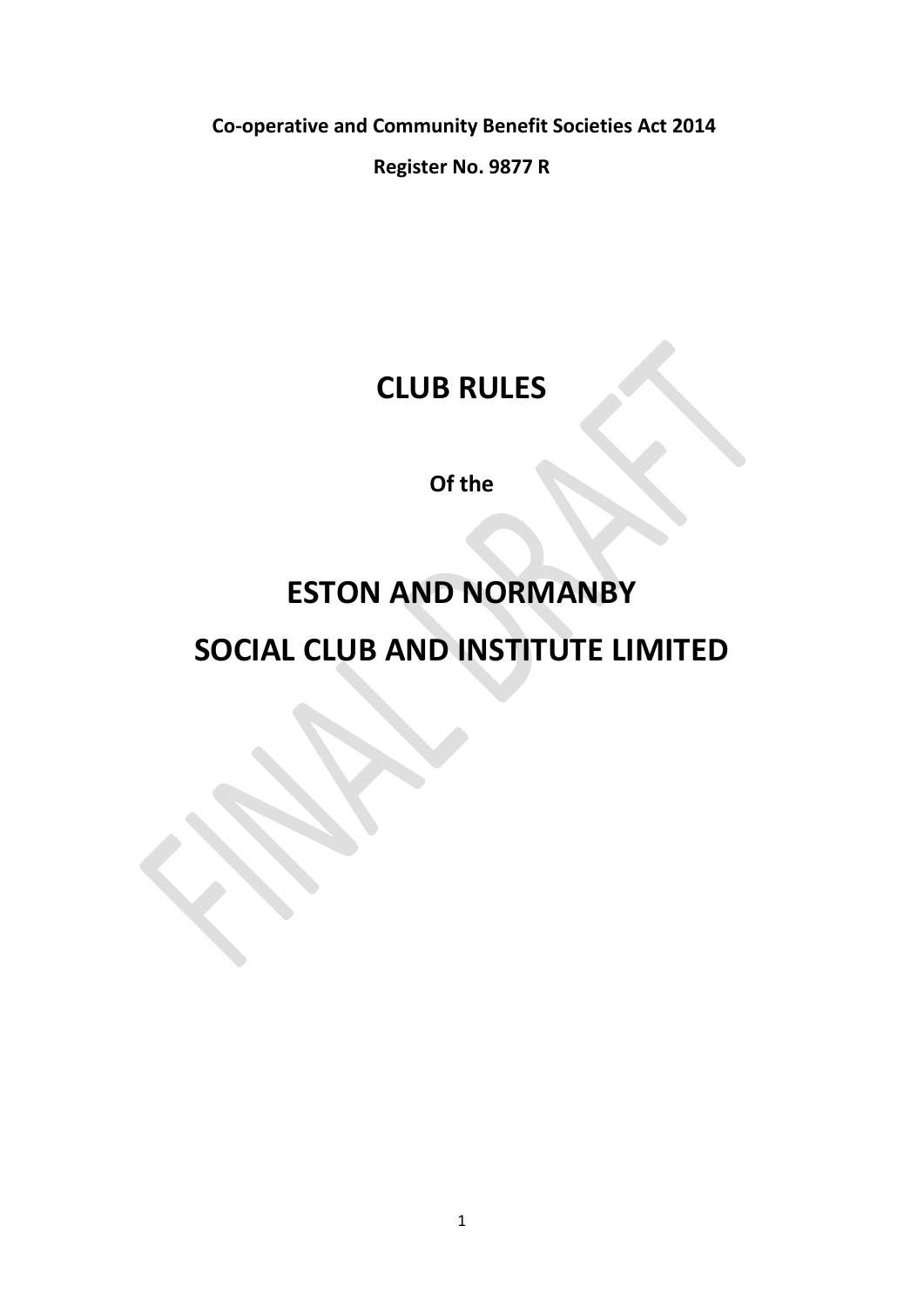**Co-operative and Community Benefit Societies Act 2014**

**Register No. 9877 R**

# CLUB RULES

**Of the**

# ESTON AND NORMANBY SOCIAL CLUB AND INSTITUTE LIMITED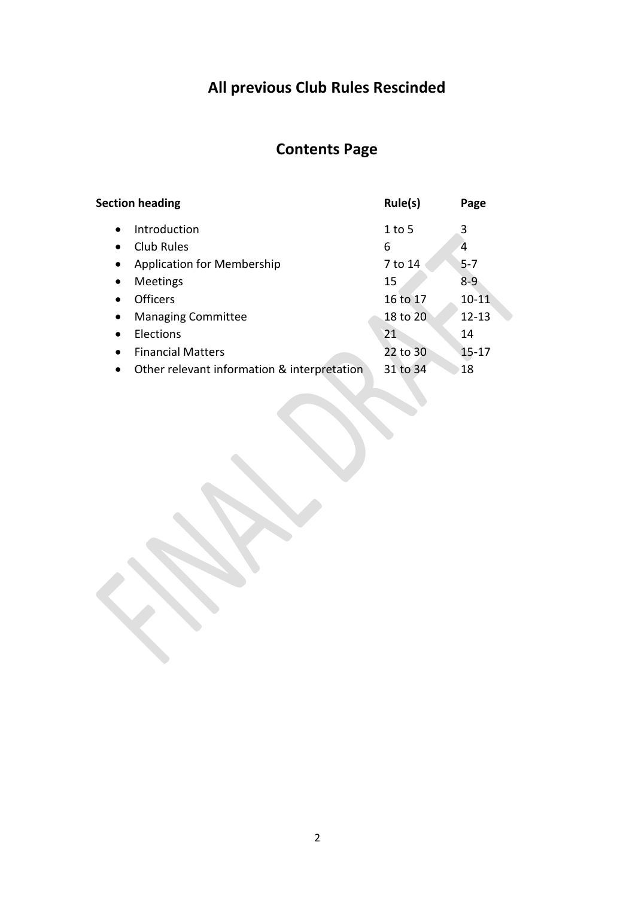# All previous Club Rules Rescinded

## Contents Page

| Section heading | Rule(s) | Page |
|---|---|---|
| • Introduction | 1 to 5 | 3 |
| • Club Rules | 6 | 4 |
| • Application for Membership | 7 to 14 | 5-7 |
| • Meetings | 15 | 8-9 |
| • Officers | 16 to 17 | 10-11 |
| • Managing Committee | 18 to 20 | 12-13 |
| • Elections | 21 | 14 |
| • Financial Matters | 22 to 30 | 15-17 |
| • Other relevant information & interpretation | 31 to 34 | 18 |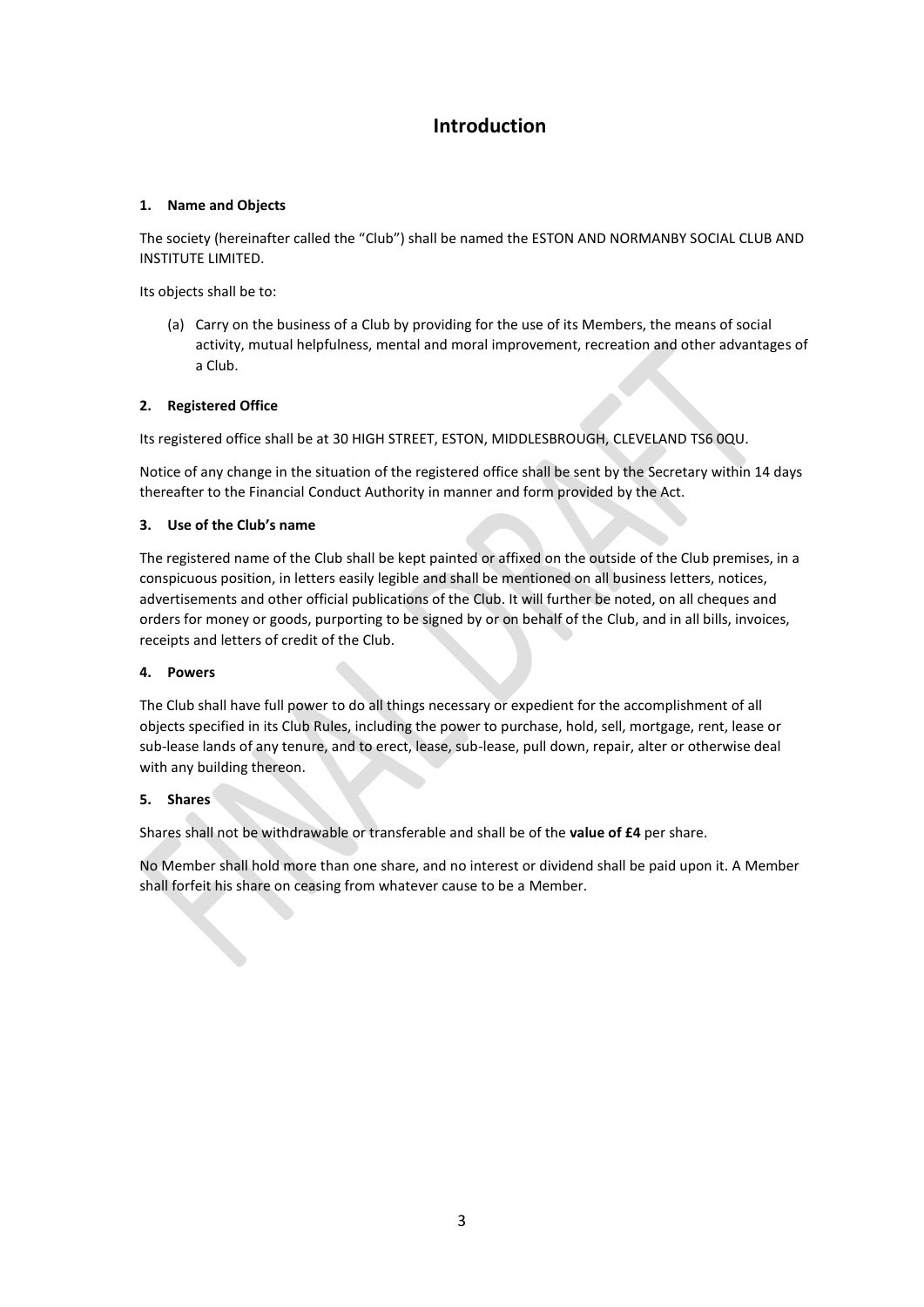# Introduction

**1. Name and Objects**

The society (hereinafter called the "Club") shall be named the ESTON AND NORMANBY SOCIAL CLUB AND INSTITUTE LIMITED.

Its objects shall be to:

(a) Carry on the business of a Club by providing for the use of its Members, the means of social activity, mutual helpfulness, mental and moral improvement, recreation and other advantages of a Club.

**2. Registered Office**

Its registered office shall be at 30 HIGH STREET, ESTON, MIDDLESBROUGH, CLEVELAND TS6 0QU.

Notice of any change in the situation of the registered office shall be sent by the Secretary within 14 days thereafter to the Financial Conduct Authority in manner and form provided by the Act.

**3. Use of the Club's name**

The registered name of the Club shall be kept painted or affixed on the outside of the Club premises, in a conspicuous position, in letters easily legible and shall be mentioned on all business letters, notices, advertisements and other official publications of the Club. It will further be noted, on all cheques and orders for money or goods, purporting to be signed by or on behalf of the Club, and in all bills, invoices, receipts and letters of credit of the Club.

**4. Powers**

The Club shall have full power to do all things necessary or expedient for the accomplishment of all objects specified in its Club Rules, including the power to purchase, hold, sell, mortgage, rent, lease or sub-lease lands of any tenure, and to erect, lease, sub-lease, pull down, repair, alter or otherwise deal with any building thereon.

**5. Shares**

Shares shall not be withdrawable or transferable and shall be of the **value of £4** per share.

No Member shall hold more than one share, and no interest or dividend shall be paid upon it. A Member shall forfeit his share on ceasing from whatever cause to be a Member.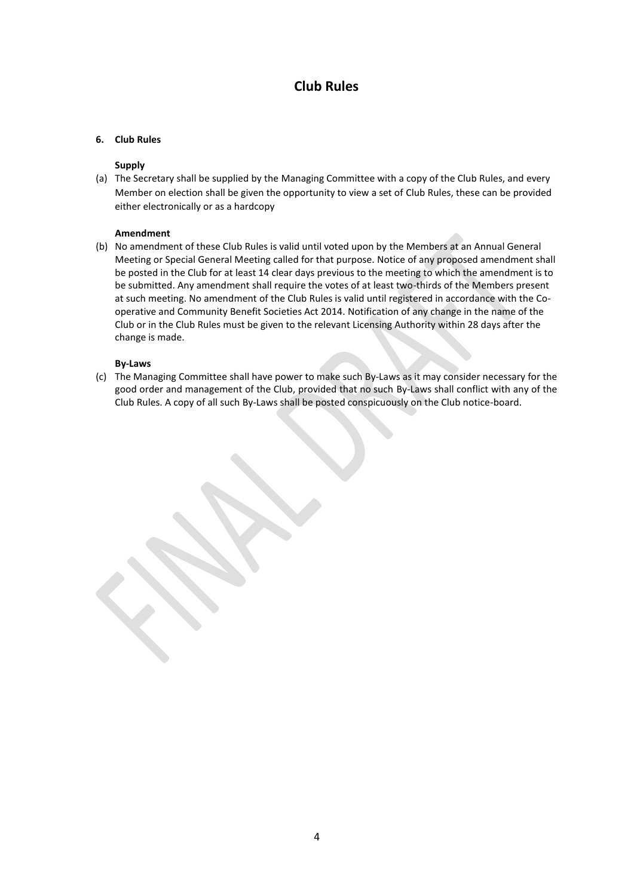# Club Rules

## 6. Club Rules

**Supply**

(a) The Secretary shall be supplied by the Managing Committee with a copy of the Club Rules, and every Member on election shall be given the opportunity to view a set of Club Rules, these can be provided either electronically or as a hardcopy

**Amendment**

(b) No amendment of these Club Rules is valid until voted upon by the Members at an Annual General Meeting or Special General Meeting called for that purpose. Notice of any proposed amendment shall be posted in the Club for at least 14 clear days previous to the meeting to which the amendment is to be submitted. Any amendment shall require the votes of at least two-thirds of the Members present at such meeting. No amendment of the Club Rules is valid until registered in accordance with the Co-operative and Community Benefit Societies Act 2014. Notification of any change in the name of the Club or in the Club Rules must be given to the relevant Licensing Authority within 28 days after the change is made.

**By-Laws**

(c) The Managing Committee shall have power to make such By-Laws as it may consider necessary for the good order and management of the Club, provided that no such By-Laws shall conflict with any of the Club Rules. A copy of all such By-Laws shall be posted conspicuously on the Club notice-board.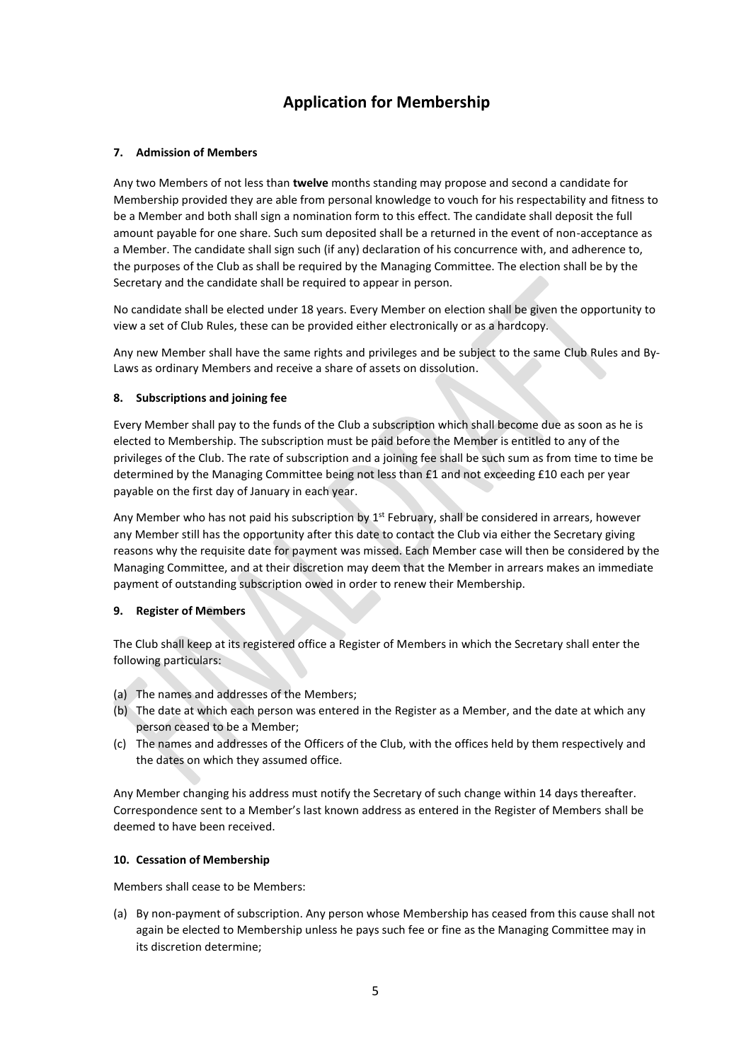# Application for Membership

#### 7. Admission of Members

Any two Members of not less than **twelve** months standing may propose and second a candidate for Membership provided they are able from personal knowledge to vouch for his respectability and fitness to be a Member and both shall sign a nomination form to this effect. The candidate shall deposit the full amount payable for one share. Such sum deposited shall be a returned in the event of non-acceptance as a Member. The candidate shall sign such (if any) declaration of his concurrence with, and adherence to, the purposes of the Club as shall be required by the Managing Committee. The election shall be by the Secretary and the candidate shall be required to appear in person.

No candidate shall be elected under 18 years. Every Member on election shall be given the opportunity to view a set of Club Rules, these can be provided either electronically or as a hardcopy.

Any new Member shall have the same rights and privileges and be subject to the same Club Rules and By-Laws as ordinary Members and receive a share of assets on dissolution.

#### 8. Subscriptions and joining fee

Every Member shall pay to the funds of the Club a subscription which shall become due as soon as he is elected to Membership. The subscription must be paid before the Member is entitled to any of the privileges of the Club. The rate of subscription and a joining fee shall be such sum as from time to time be determined by the Managing Committee being not less than £1 and not exceeding £10 each per year payable on the first day of January in each year.

Any Member who has not paid his subscription by 1st February, shall be considered in arrears, however any Member still has the opportunity after this date to contact the Club via either the Secretary giving reasons why the requisite date for payment was missed. Each Member case will then be considered by the Managing Committee, and at their discretion may deem that the Member in arrears makes an immediate payment of outstanding subscription owed in order to renew their Membership.

#### 9. Register of Members

The Club shall keep at its registered office a Register of Members in which the Secretary shall enter the following particulars:

(a) The names and addresses of the Members;
(b) The date at which each person was entered in the Register as a Member, and the date at which any person ceased to be a Member;
(c) The names and addresses of the Officers of the Club, with the offices held by them respectively and the dates on which they assumed office.

Any Member changing his address must notify the Secretary of such change within 14 days thereafter. Correspondence sent to a Member's last known address as entered in the Register of Members shall be deemed to have been received.

#### 10. Cessation of Membership

Members shall cease to be Members:

(a) By non-payment of subscription. Any person whose Membership has ceased from this cause shall not again be elected to Membership unless he pays such fee or fine as the Managing Committee may in its discretion determine;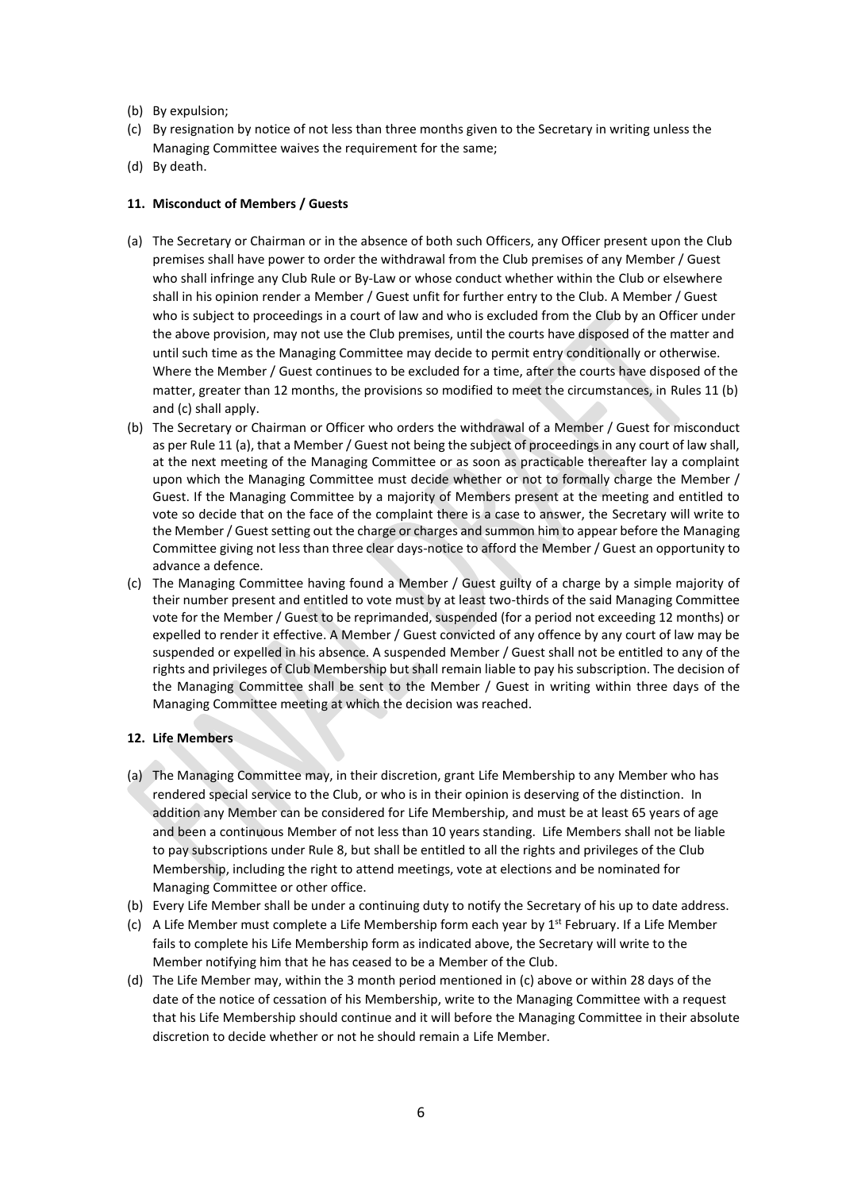(b) By expulsion;
(c) By resignation by notice of not less than three months given to the Secretary in writing unless the Managing Committee waives the requirement for the same;
(d) By death.

**11. Misconduct of Members / Guests**

(a) The Secretary or Chairman or in the absence of both such Officers, any Officer present upon the Club premises shall have power to order the withdrawal from the Club premises of any Member / Guest who shall infringe any Club Rule or By-Law or whose conduct whether within the Club or elsewhere shall in his opinion render a Member / Guest unfit for further entry to the Club. A Member / Guest who is subject to proceedings in a court of law and who is excluded from the Club by an Officer under the above provision, may not use the Club premises, until the courts have disposed of the matter and until such time as the Managing Committee may decide to permit entry conditionally or otherwise. Where the Member / Guest continues to be excluded for a time, after the courts have disposed of the matter, greater than 12 months, the provisions so modified to meet the circumstances, in Rules 11 (b) and (c) shall apply.

(b) The Secretary or Chairman or Officer who orders the withdrawal of a Member / Guest for misconduct as per Rule 11 (a), that a Member / Guest not being the subject of proceedings in any court of law shall, at the next meeting of the Managing Committee or as soon as practicable thereafter lay a complaint upon which the Managing Committee must decide whether or not to formally charge the Member / Guest. If the Managing Committee by a majority of Members present at the meeting and entitled to vote so decide that on the face of the complaint there is a case to answer, the Secretary will write to the Member / Guest setting out the charge or charges and summon him to appear before the Managing Committee giving not less than three clear days-notice to afford the Member / Guest an opportunity to advance a defence.

(c) The Managing Committee having found a Member / Guest guilty of a charge by a simple majority of their number present and entitled to vote must by at least two-thirds of the said Managing Committee vote for the Member / Guest to be reprimanded, suspended (for a period not exceeding 12 months) or expelled to render it effective. A Member / Guest convicted of any offence by any court of law may be suspended or expelled in his absence. A suspended Member / Guest shall not be entitled to any of the rights and privileges of Club Membership but shall remain liable to pay his subscription. The decision of the Managing Committee shall be sent to the Member / Guest in writing within three days of the Managing Committee meeting at which the decision was reached.

**12. Life Members**

(a) The Managing Committee may, in their discretion, grant Life Membership to any Member who has rendered special service to the Club, or who is in their opinion is deserving of the distinction. In addition any Member can be considered for Life Membership, and must be at least 65 years of age and been a continuous Member of not less than 10 years standing. Life Members shall not be liable to pay subscriptions under Rule 8, but shall be entitled to all the rights and privileges of the Club Membership, including the right to attend meetings, vote at elections and be nominated for Managing Committee or other office.

(b) Every Life Member shall be under a continuing duty to notify the Secretary of his up to date address.

(c) A Life Member must complete a Life Membership form each year by 1st February. If a Life Member fails to complete his Life Membership form as indicated above, the Secretary will write to the Member notifying him that he has ceased to be a Member of the Club.

(d) The Life Member may, within the 3 month period mentioned in (c) above or within 28 days of the date of the notice of cessation of his Membership, write to the Managing Committee with a request that his Life Membership should continue and it will before the Managing Committee in their absolute discretion to decide whether or not he should remain a Life Member.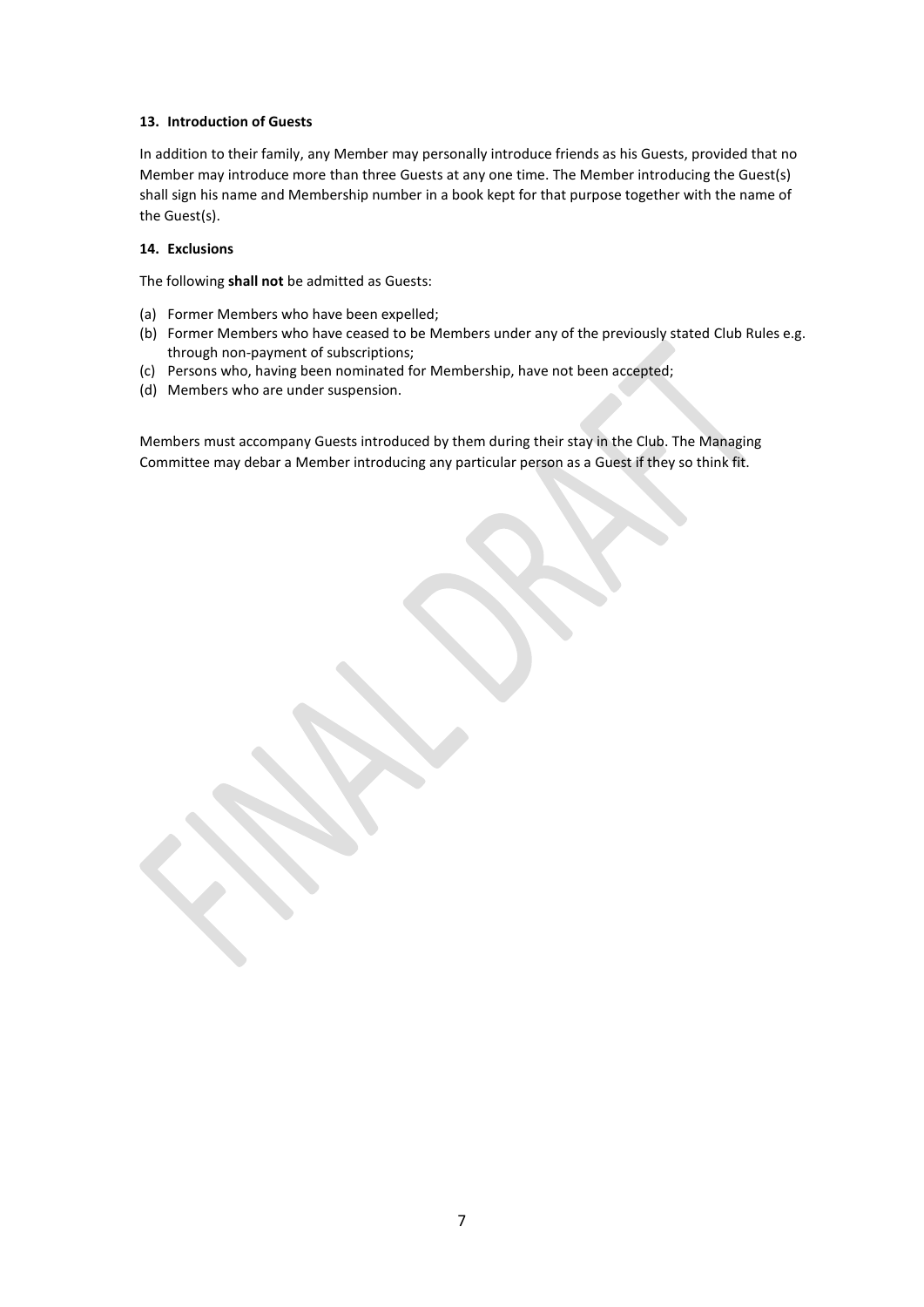#### 13. Introduction of Guests

In addition to their family, any Member may personally introduce friends as his Guests, provided that no Member may introduce more than three Guests at any one time. The Member introducing the Guest(s) shall sign his name and Membership number in a book kept for that purpose together with the name of the Guest(s).

#### 14. Exclusions

The following **shall not** be admitted as Guests:

(a) Former Members who have been expelled;
(b) Former Members who have ceased to be Members under any of the previously stated Club Rules e.g. through non-payment of subscriptions;
(c) Persons who, having been nominated for Membership, have not been accepted;
(d) Members who are under suspension.

Members must accompany Guests introduced by them during their stay in the Club. The Managing Committee may debar a Member introducing any particular person as a Guest if they so think fit.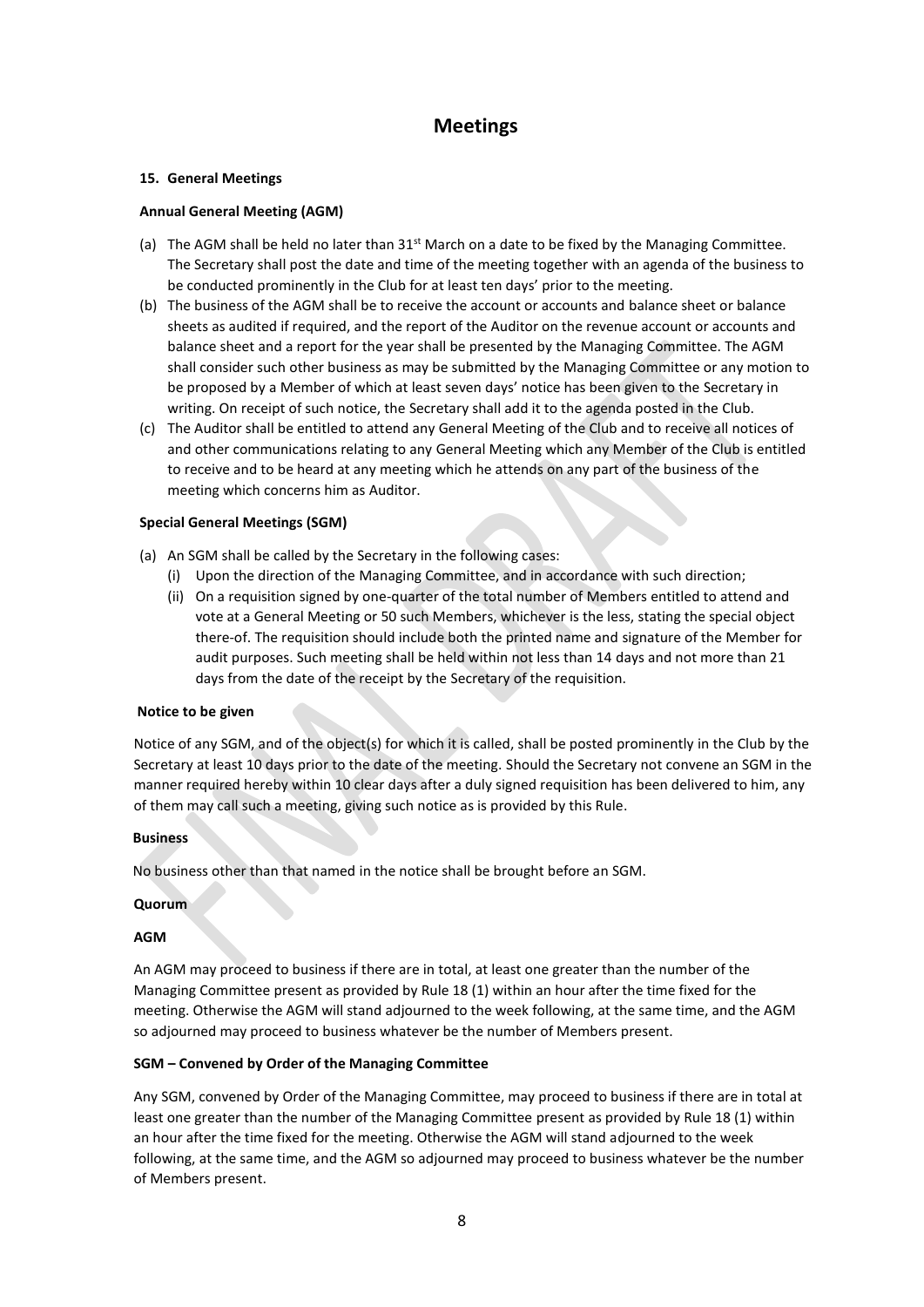# Meetings

### 15. General Meetings

**Annual General Meeting (AGM)**

(a) The AGM shall be held no later than 31st March on a date to be fixed by the Managing Committee. The Secretary shall post the date and time of the meeting together with an agenda of the business to be conducted prominently in the Club for at least ten days' prior to the meeting.

(b) The business of the AGM shall be to receive the account or accounts and balance sheet or balance sheets as audited if required, and the report of the Auditor on the revenue account or accounts and balance sheet and a report for the year shall be presented by the Managing Committee. The AGM shall consider such other business as may be submitted by the Managing Committee or any motion to be proposed by a Member of which at least seven days' notice has been given to the Secretary in writing. On receipt of such notice, the Secretary shall add it to the agenda posted in the Club.

(c) The Auditor shall be entitled to attend any General Meeting of the Club and to receive all notices of and other communications relating to any General Meeting which any Member of the Club is entitled to receive and to be heard at any meeting which he attends on any part of the business of the meeting which concerns him as Auditor.

**Special General Meetings (SGM)**

(a) An SGM shall be called by the Secretary in the following cases:
   (i) Upon the direction of the Managing Committee, and in accordance with such direction;
   (ii) On a requisition signed by one-quarter of the total number of Members entitled to attend and vote at a General Meeting or 50 such Members, whichever is the less, stating the special object there-of. The requisition should include both the printed name and signature of the Member for audit purposes. Such meeting shall be held within not less than 14 days and not more than 21 days from the date of the receipt by the Secretary of the requisition.

**Notice to be given**

Notice of any SGM, and of the object(s) for which it is called, shall be posted prominently in the Club by the Secretary at least 10 days prior to the date of the meeting. Should the Secretary not convene an SGM in the manner required hereby within 10 clear days after a duly signed requisition has been delivered to him, any of them may call such a meeting, giving such notice as is provided by this Rule.

**Business**

No business other than that named in the notice shall be brought before an SGM.

**Quorum**

**AGM**

An AGM may proceed to business if there are in total, at least one greater than the number of the Managing Committee present as provided by Rule 18 (1) within an hour after the time fixed for the meeting. Otherwise the AGM will stand adjourned to the week following, at the same time, and the AGM so adjourned may proceed to business whatever be the number of Members present.

**SGM – Convened by Order of the Managing Committee**

Any SGM, convened by Order of the Managing Committee, may proceed to business if there are in total at least one greater than the number of the Managing Committee present as provided by Rule 18 (1) within an hour after the time fixed for the meeting. Otherwise the AGM will stand adjourned to the week following, at the same time, and the AGM so adjourned may proceed to business whatever be the number of Members present.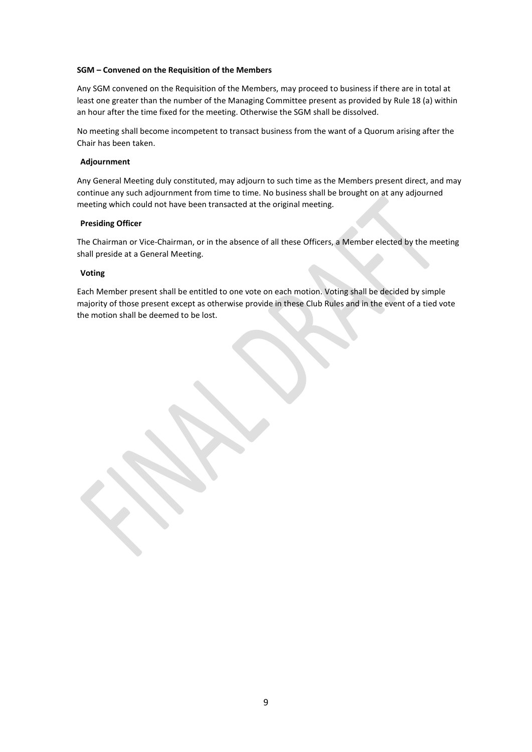**SGM – Convened on the Requisition of the Members**

Any SGM convened on the Requisition of the Members, may proceed to business if there are in total at least one greater than the number of the Managing Committee present as provided by Rule 18 (a) within an hour after the time fixed for the meeting. Otherwise the SGM shall be dissolved.

No meeting shall become incompetent to transact business from the want of a Quorum arising after the Chair has been taken.

**Adjournment**

Any General Meeting duly constituted, may adjourn to such time as the Members present direct, and may continue any such adjournment from time to time. No business shall be brought on at any adjourned meeting which could not have been transacted at the original meeting.

**Presiding Officer**

The Chairman or Vice-Chairman, or in the absence of all these Officers, a Member elected by the meeting shall preside at a General Meeting.

**Voting**

Each Member present shall be entitled to one vote on each motion. Voting shall be decided by simple majority of those present except as otherwise provide in these Club Rules and in the event of a tied vote the motion shall be deemed to be lost.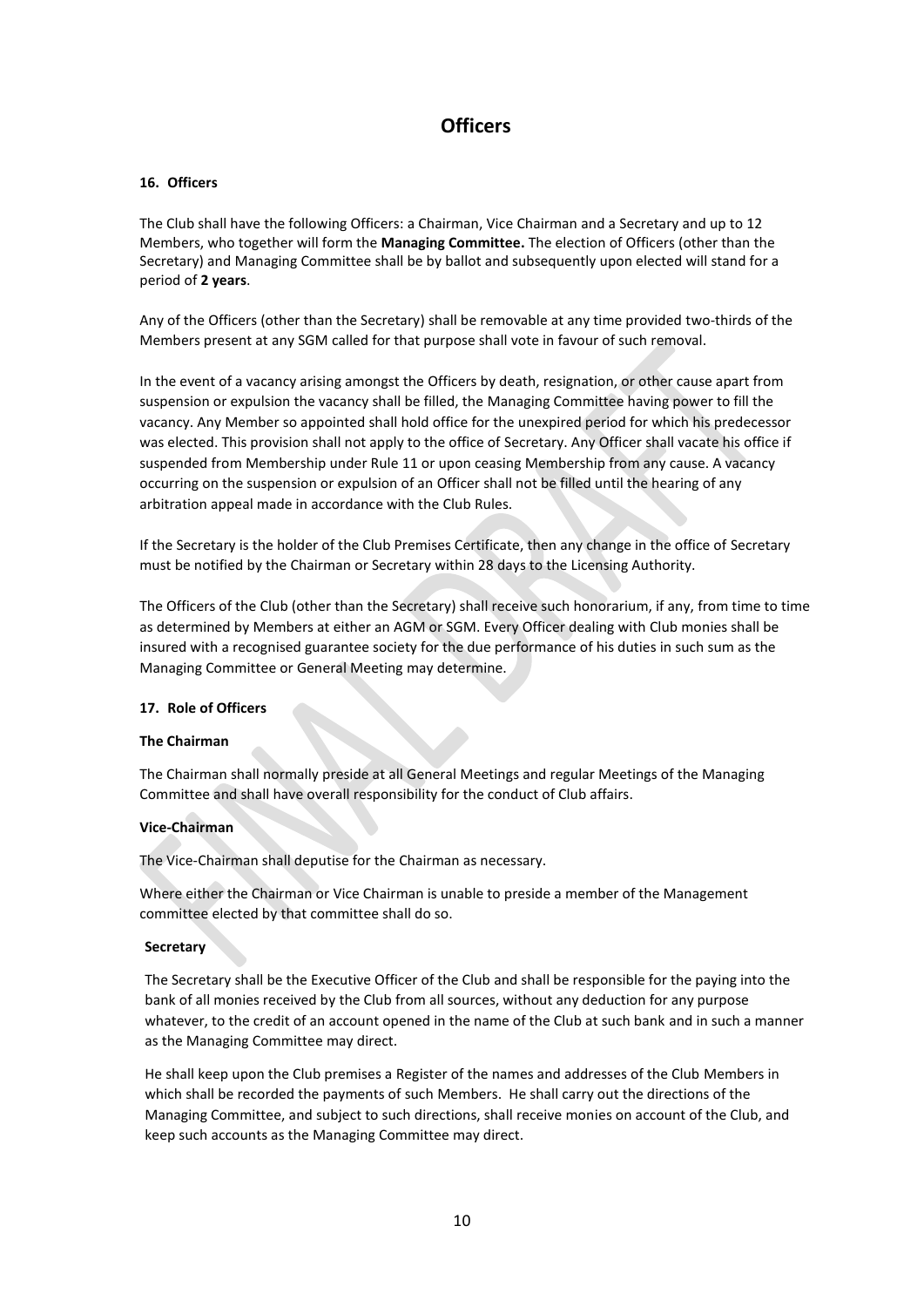# Officers

### 16. Officers

The Club shall have the following Officers: a Chairman, Vice Chairman and a Secretary and up to 12 Members, who together will form the **Managing Committee.** The election of Officers (other than the Secretary) and Managing Committee shall be by ballot and subsequently upon elected will stand for a period of **2 years**.

Any of the Officers (other than the Secretary) shall be removable at any time provided two-thirds of the Members present at any SGM called for that purpose shall vote in favour of such removal.

In the event of a vacancy arising amongst the Officers by death, resignation, or other cause apart from suspension or expulsion the vacancy shall be filled, the Managing Committee having power to fill the vacancy. Any Member so appointed shall hold office for the unexpired period for which his predecessor was elected. This provision shall not apply to the office of Secretary. Any Officer shall vacate his office if suspended from Membership under Rule 11 or upon ceasing Membership from any cause. A vacancy occurring on the suspension or expulsion of an Officer shall not be filled until the hearing of any arbitration appeal made in accordance with the Club Rules.

If the Secretary is the holder of the Club Premises Certificate, then any change in the office of Secretary must be notified by the Chairman or Secretary within 28 days to the Licensing Authority.

The Officers of the Club (other than the Secretary) shall receive such honorarium, if any, from time to time as determined by Members at either an AGM or SGM. Every Officer dealing with Club monies shall be insured with a recognised guarantee society for the due performance of his duties in such sum as the Managing Committee or General Meeting may determine.

### 17. Role of Officers

**The Chairman**

The Chairman shall normally preside at all General Meetings and regular Meetings of the Managing Committee and shall have overall responsibility for the conduct of Club affairs.

**Vice-Chairman**

The Vice-Chairman shall deputise for the Chairman as necessary.

Where either the Chairman or Vice Chairman is unable to preside a member of the Management committee elected by that committee shall do so.

**Secretary**

The Secretary shall be the Executive Officer of the Club and shall be responsible for the paying into the bank of all monies received by the Club from all sources, without any deduction for any purpose whatever, to the credit of an account opened in the name of the Club at such bank and in such a manner as the Managing Committee may direct.

He shall keep upon the Club premises a Register of the names and addresses of the Club Members in which shall be recorded the payments of such Members. He shall carry out the directions of the Managing Committee, and subject to such directions, shall receive monies on account of the Club, and keep such accounts as the Managing Committee may direct.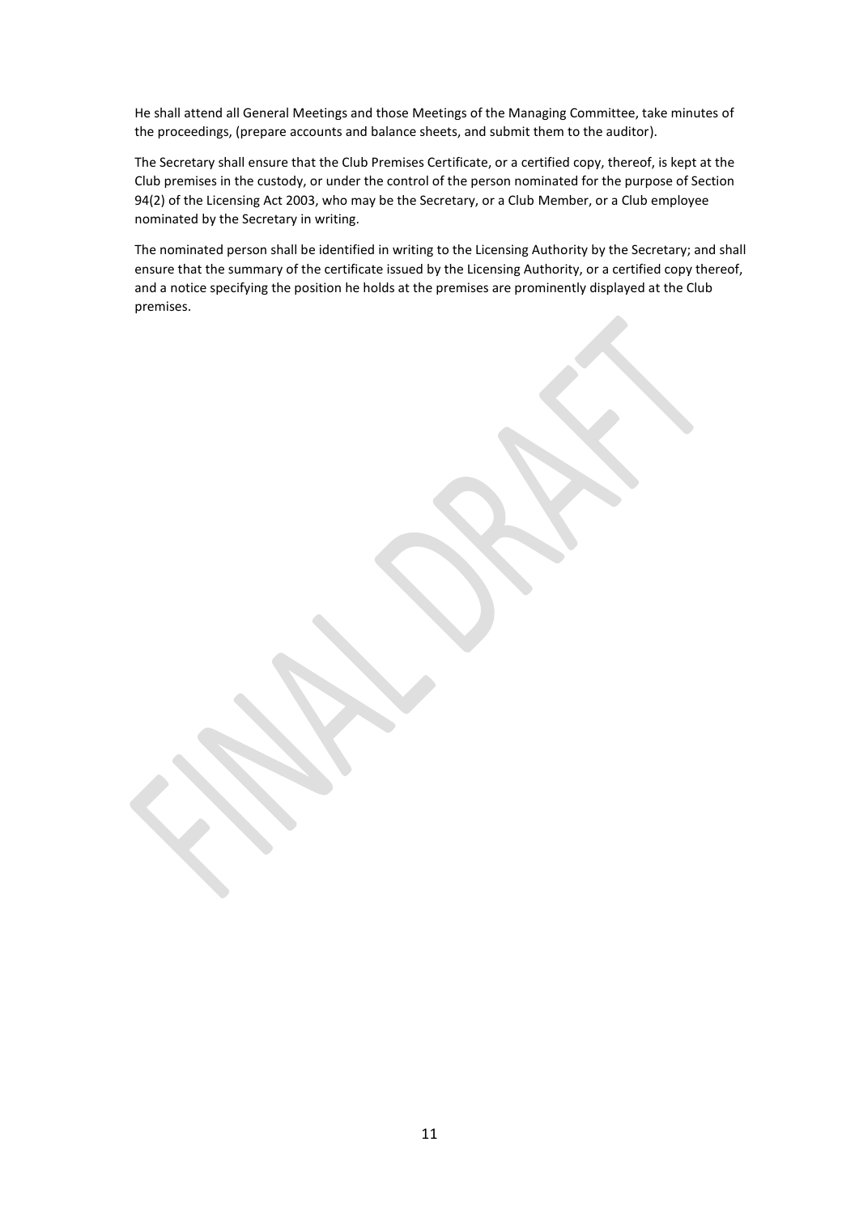He shall attend all General Meetings and those Meetings of the Managing Committee, take minutes of the proceedings, (prepare accounts and balance sheets, and submit them to the auditor).

The Secretary shall ensure that the Club Premises Certificate, or a certified copy, thereof, is kept at the Club premises in the custody, or under the control of the person nominated for the purpose of Section 94(2) of the Licensing Act 2003, who may be the Secretary, or a Club Member, or a Club employee nominated by the Secretary in writing.

The nominated person shall be identified in writing to the Licensing Authority by the Secretary; and shall ensure that the summary of the certificate issued by the Licensing Authority, or a certified copy thereof, and a notice specifying the position he holds at the premises are prominently displayed at the Club premises.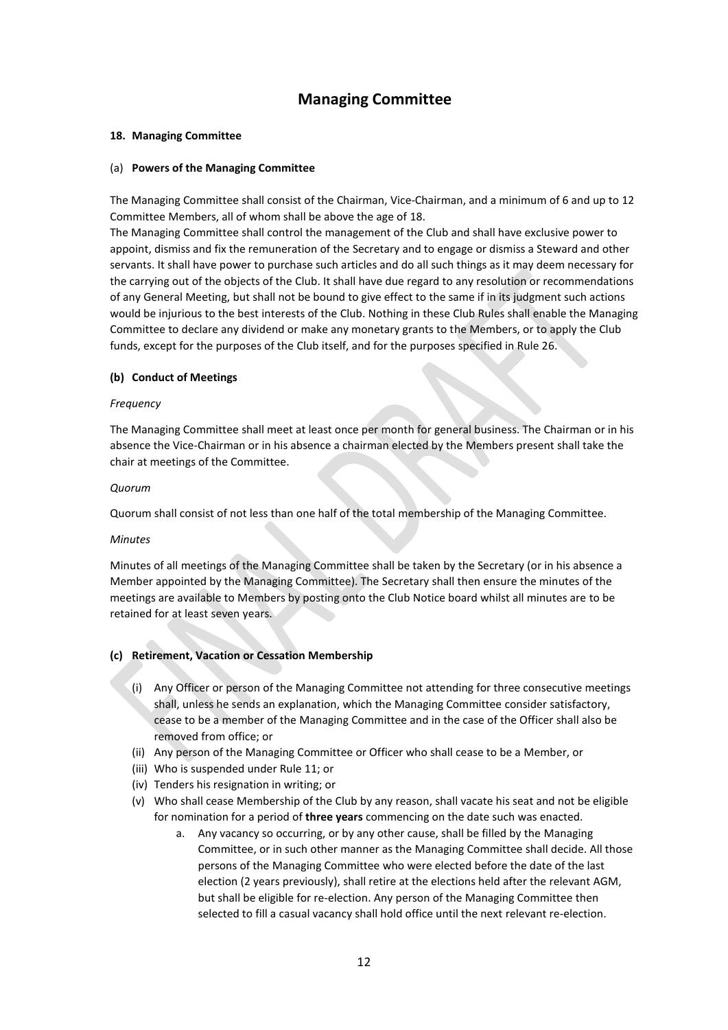# Managing Committee

**18. Managing Committee**

(a) **Powers of the Managing Committee**

The Managing Committee shall consist of the Chairman, Vice-Chairman, and a minimum of 6 and up to 12 Committee Members, all of whom shall be above the age of 18.

The Managing Committee shall control the management of the Club and shall have exclusive power to appoint, dismiss and fix the remuneration of the Secretary and to engage or dismiss a Steward and other servants. It shall have power to purchase such articles and do all such things as it may deem necessary for the carrying out of the objects of the Club. It shall have due regard to any resolution or recommendations of any General Meeting, but shall not be bound to give effect to the same if in its judgment such actions would be injurious to the best interests of the Club. Nothing in these Club Rules shall enable the Managing Committee to declare any dividend or make any monetary grants to the Members, or to apply the Club funds, except for the purposes of the Club itself, and for the purposes specified in Rule 26.

**(b) Conduct of Meetings**

*Frequency*

The Managing Committee shall meet at least once per month for general business. The Chairman or in his absence the Vice-Chairman or in his absence a chairman elected by the Members present shall take the chair at meetings of the Committee.

*Quorum*

Quorum shall consist of not less than one half of the total membership of the Managing Committee.

*Minutes*

Minutes of all meetings of the Managing Committee shall be taken by the Secretary (or in his absence a Member appointed by the Managing Committee). The Secretary shall then ensure the minutes of the meetings are available to Members by posting onto the Club Notice board whilst all minutes are to be retained for at least seven years.

**(c) Retirement, Vacation or Cessation Membership**

(i) Any Officer or person of the Managing Committee not attending for three consecutive meetings shall, unless he sends an explanation, which the Managing Committee consider satisfactory, cease to be a member of the Managing Committee and in the case of the Officer shall also be removed from office; or

(ii) Any person of the Managing Committee or Officer who shall cease to be a Member, or

(iii) Who is suspended under Rule 11; or

(iv) Tenders his resignation in writing; or

(v) Who shall cease Membership of the Club by any reason, shall vacate his seat and not be eligible for nomination for a period of **three years** commencing on the date such was enacted.

   a. Any vacancy so occurring, or by any other cause, shall be filled by the Managing Committee, or in such other manner as the Managing Committee shall decide. All those persons of the Managing Committee who were elected before the date of the last election (2 years previously), shall retire at the elections held after the relevant AGM, but shall be eligible for re-election. Any person of the Managing Committee then selected to fill a casual vacancy shall hold office until the next relevant re-election.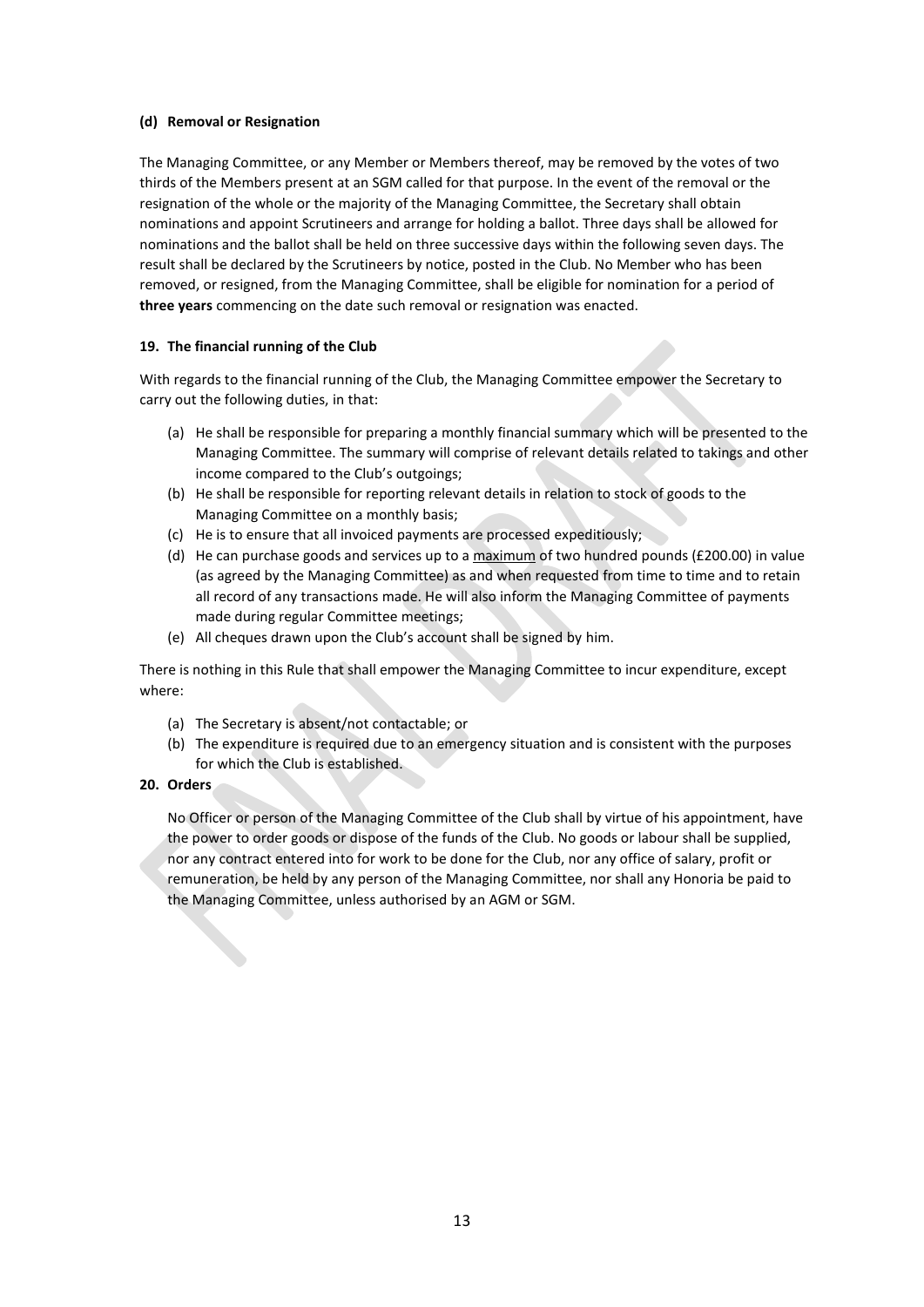**(d) Removal or Resignation**

The Managing Committee, or any Member or Members thereof, may be removed by the votes of two thirds of the Members present at an SGM called for that purpose. In the event of the removal or the resignation of the whole or the majority of the Managing Committee, the Secretary shall obtain nominations and appoint Scrutineers and arrange for holding a ballot. Three days shall be allowed for nominations and the ballot shall be held on three successive days within the following seven days. The result shall be declared by the Scrutineers by notice, posted in the Club. No Member who has been removed, or resigned, from the Managing Committee, shall be eligible for nomination for a period of **three years** commencing on the date such removal or resignation was enacted.

**19. The financial running of the Club**

With regards to the financial running of the Club, the Managing Committee empower the Secretary to carry out the following duties, in that:

(a) He shall be responsible for preparing a monthly financial summary which will be presented to the Managing Committee. The summary will comprise of relevant details related to takings and other income compared to the Club's outgoings;
(b) He shall be responsible for reporting relevant details in relation to stock of goods to the Managing Committee on a monthly basis;
(c) He is to ensure that all invoiced payments are processed expeditiously;
(d) He can purchase goods and services up to a maximum of two hundred pounds (£200.00) in value (as agreed by the Managing Committee) as and when requested from time to time and to retain all record of any transactions made. He will also inform the Managing Committee of payments made during regular Committee meetings;
(e) All cheques drawn upon the Club's account shall be signed by him.

There is nothing in this Rule that shall empower the Managing Committee to incur expenditure, except where:

(a) The Secretary is absent/not contactable; or
(b) The expenditure is required due to an emergency situation and is consistent with the purposes for which the Club is established.

**20. Orders**

No Officer or person of the Managing Committee of the Club shall by virtue of his appointment, have the power to order goods or dispose of the funds of the Club. No goods or labour shall be supplied, nor any contract entered into for work to be done for the Club, nor any office of salary, profit or remuneration, be held by any person of the Managing Committee, nor shall any Honoria be paid to the Managing Committee, unless authorised by an AGM or SGM.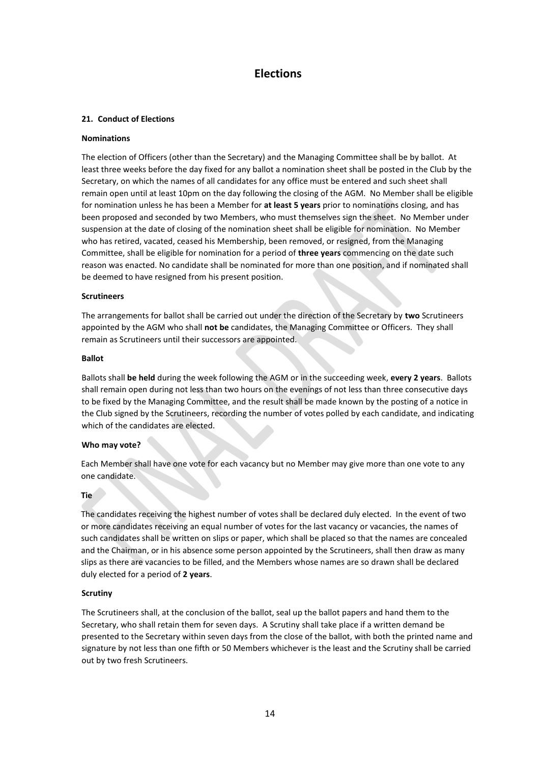# Elections

### 21. Conduct of Elections

#### Nominations

The election of Officers (other than the Secretary) and the Managing Committee shall be by ballot. At least three weeks before the day fixed for any ballot a nomination sheet shall be posted in the Club by the Secretary, on which the names of all candidates for any office must be entered and such sheet shall remain open until at least 10pm on the day following the closing of the AGM. No Member shall be eligible for nomination unless he has been a Member for **at least 5 years** prior to nominations closing, and has been proposed and seconded by two Members, who must themselves sign the sheet. No Member under suspension at the date of closing of the nomination sheet shall be eligible for nomination. No Member who has retired, vacated, ceased his Membership, been removed, or resigned, from the Managing Committee, shall be eligible for nomination for a period of **three years** commencing on the date such reason was enacted. No candidate shall be nominated for more than one position, and if nominated shall be deemed to have resigned from his present position.

#### Scrutineers

The arrangements for ballot shall be carried out under the direction of the Secretary by **two** Scrutineers appointed by the AGM who shall **not be** candidates, the Managing Committee or Officers. They shall remain as Scrutineers until their successors are appointed.

#### Ballot

Ballots shall **be held** during the week following the AGM or in the succeeding week, **every 2 years**. Ballots shall remain open during not less than two hours on the evenings of not less than three consecutive days to be fixed by the Managing Committee, and the result shall be made known by the posting of a notice in the Club signed by the Scrutineers, recording the number of votes polled by each candidate, and indicating which of the candidates are elected.

#### Who may vote?

Each Member shall have one vote for each vacancy but no Member may give more than one vote to any one candidate.

#### Tie

The candidates receiving the highest number of votes shall be declared duly elected. In the event of two or more candidates receiving an equal number of votes for the last vacancy or vacancies, the names of such candidates shall be written on slips or paper, which shall be placed so that the names are concealed and the Chairman, or in his absence some person appointed by the Scrutineers, shall then draw as many slips as there are vacancies to be filled, and the Members whose names are so drawn shall be declared duly elected for a period of **2 years**.

#### Scrutiny

The Scrutineers shall, at the conclusion of the ballot, seal up the ballot papers and hand them to the Secretary, who shall retain them for seven days. A Scrutiny shall take place if a written demand be presented to the Secretary within seven days from the close of the ballot, with both the printed name and signature by not less than one fifth or 50 Members whichever is the least and the Scrutiny shall be carried out by two fresh Scrutineers.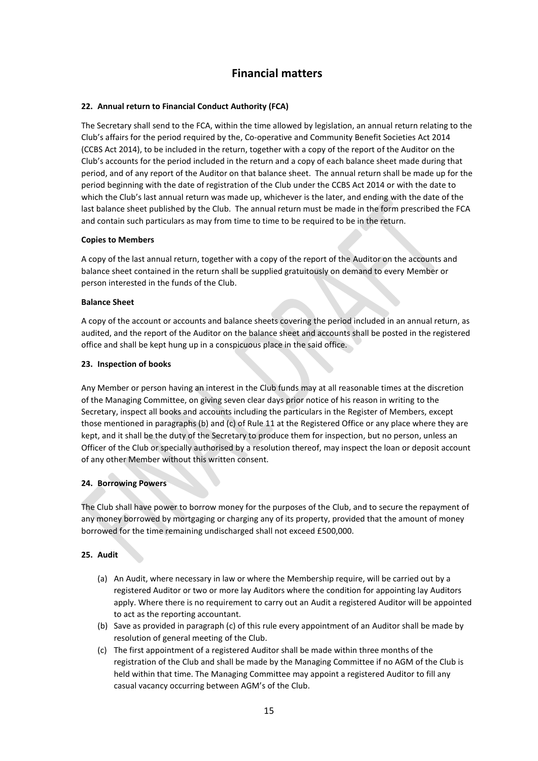# Financial matters

### 22. Annual return to Financial Conduct Authority (FCA)

The Secretary shall send to the FCA, within the time allowed by legislation, an annual return relating to the Club's affairs for the period required by the, Co-operative and Community Benefit Societies Act 2014 (CCBS Act 2014), to be included in the return, together with a copy of the report of the Auditor on the Club's accounts for the period included in the return and a copy of each balance sheet made during that period, and of any report of the Auditor on that balance sheet. The annual return shall be made up for the period beginning with the date of registration of the Club under the CCBS Act 2014 or with the date to which the Club's last annual return was made up, whichever is the later, and ending with the date of the last balance sheet published by the Club. The annual return must be made in the form prescribed the FCA and contain such particulars as may from time to time to be required to be in the return.

**Copies to Members**

A copy of the last annual return, together with a copy of the report of the Auditor on the accounts and balance sheet contained in the return shall be supplied gratuitously on demand to every Member or person interested in the funds of the Club.

**Balance Sheet**

A copy of the account or accounts and balance sheets covering the period included in an annual return, as audited, and the report of the Auditor on the balance sheet and accounts shall be posted in the registered office and shall be kept hung up in a conspicuous place in the said office.

### 23. Inspection of books

Any Member or person having an interest in the Club funds may at all reasonable times at the discretion of the Managing Committee, on giving seven clear days prior notice of his reason in writing to the Secretary, inspect all books and accounts including the particulars in the Register of Members, except those mentioned in paragraphs (b) and (c) of Rule 11 at the Registered Office or any place where they are kept, and it shall be the duty of the Secretary to produce them for inspection, but no person, unless an Officer of the Club or specially authorised by a resolution thereof, may inspect the loan or deposit account of any other Member without this written consent.

### 24. Borrowing Powers

The Club shall have power to borrow money for the purposes of the Club, and to secure the repayment of any money borrowed by mortgaging or charging any of its property, provided that the amount of money borrowed for the time remaining undischarged shall not exceed £500,000.

### 25. Audit

(a) An Audit, where necessary in law or where the Membership require, will be carried out by a registered Auditor or two or more lay Auditors where the condition for appointing lay Auditors apply. Where there is no requirement to carry out an Audit a registered Auditor will be appointed to act as the reporting accountant.

(b) Save as provided in paragraph (c) of this rule every appointment of an Auditor shall be made by resolution of general meeting of the Club.

(c) The first appointment of a registered Auditor shall be made within three months of the registration of the Club and shall be made by the Managing Committee if no AGM of the Club is held within that time. The Managing Committee may appoint a registered Auditor to fill any casual vacancy occurring between AGM's of the Club.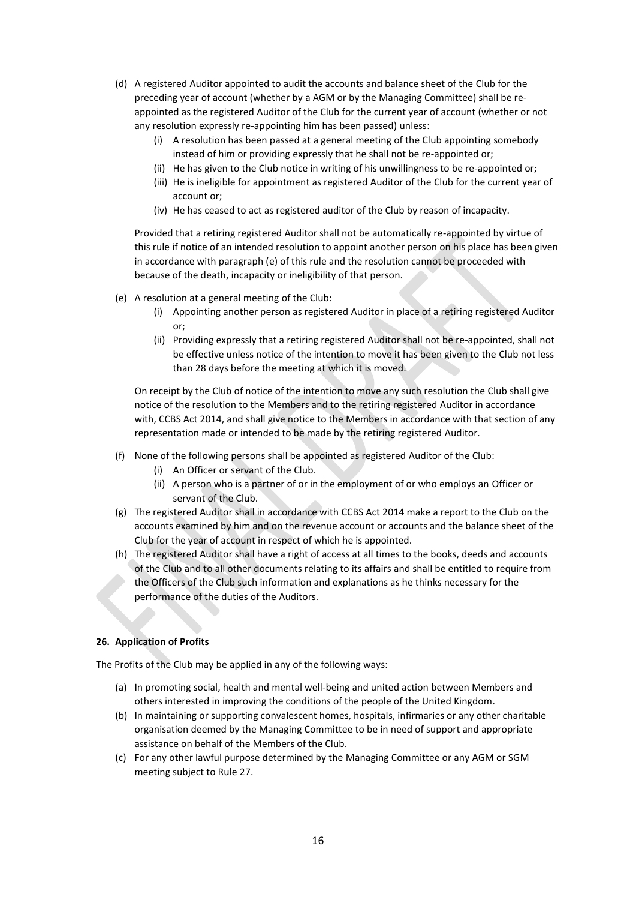(d) A registered Auditor appointed to audit the accounts and balance sheet of the Club for the preceding year of account (whether by a AGM or by the Managing Committee) shall be re-appointed as the registered Auditor of the Club for the current year of account (whether or not any resolution expressly re-appointing him has been passed) unless:

   (i) A resolution has been passed at a general meeting of the Club appointing somebody instead of him or providing expressly that he shall not be re-appointed or;
   (ii) He has given to the Club notice in writing of his unwillingness to be re-appointed or;
   (iii) He is ineligible for appointment as registered Auditor of the Club for the current year of account or;
   (iv) He has ceased to act as registered auditor of the Club by reason of incapacity.

   Provided that a retiring registered Auditor shall not be automatically re-appointed by virtue of this rule if notice of an intended resolution to appoint another person on his place has been given in accordance with paragraph (e) of this rule and the resolution cannot be proceeded with because of the death, incapacity or ineligibility of that person.

(e) A resolution at a general meeting of the Club:

   (i) Appointing another person as registered Auditor in place of a retiring registered Auditor or;
   (ii) Providing expressly that a retiring registered Auditor shall not be re-appointed, shall not be effective unless notice of the intention to move it has been given to the Club not less than 28 days before the meeting at which it is moved.

   On receipt by the Club of notice of the intention to move any such resolution the Club shall give notice of the resolution to the Members and to the retiring registered Auditor in accordance with, CCBS Act 2014, and shall give notice to the Members in accordance with that section of any representation made or intended to be made by the retiring registered Auditor.

(f) None of the following persons shall be appointed as registered Auditor of the Club:

   (i) An Officer or servant of the Club.
   (ii) A person who is a partner of or in the employment of or who employs an Officer or servant of the Club.

(g) The registered Auditor shall in accordance with CCBS Act 2014 make a report to the Club on the accounts examined by him and on the revenue account or accounts and the balance sheet of the Club for the year of account in respect of which he is appointed.

(h) The registered Auditor shall have a right of access at all times to the books, deeds and accounts of the Club and to all other documents relating to its affairs and shall be entitled to require from the Officers of the Club such information and explanations as he thinks necessary for the performance of the duties of the Auditors.

**26. Application of Profits**

The Profits of the Club may be applied in any of the following ways:

(a) In promoting social, health and mental well-being and united action between Members and others interested in improving the conditions of the people of the United Kingdom.
(b) In maintaining or supporting convalescent homes, hospitals, infirmaries or any other charitable organisation deemed by the Managing Committee to be in need of support and appropriate assistance on behalf of the Members of the Club.
(c) For any other lawful purpose determined by the Managing Committee or any AGM or SGM meeting subject to Rule 27.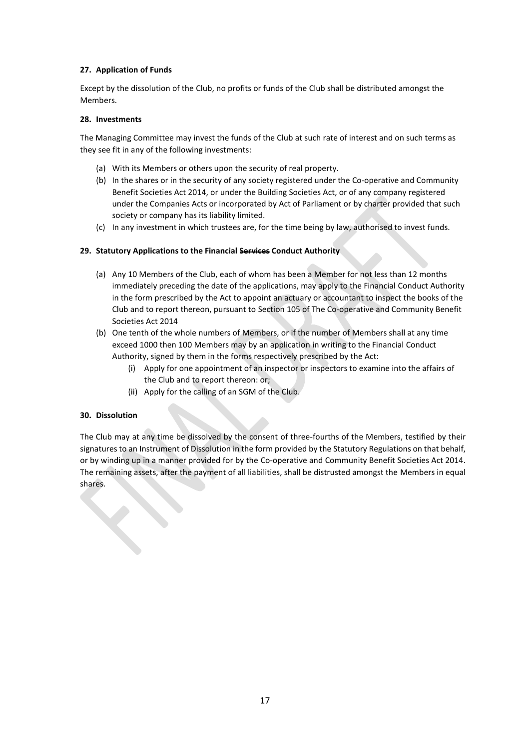**27. Application of Funds**

Except by the dissolution of the Club, no profits or funds of the Club shall be distributed amongst the Members.

**28. Investments**

The Managing Committee may invest the funds of the Club at such rate of interest and on such terms as they see fit in any of the following investments:

(a) With its Members or others upon the security of real property.
(b) In the shares or in the security of any society registered under the Co-operative and Community Benefit Societies Act 2014, or under the Building Societies Act, or of any company registered under the Companies Acts or incorporated by Act of Parliament or by charter provided that such society or company has its liability limited.
(c) In any investment in which trustees are, for the time being by law, authorised to invest funds.

**29. Statutory Applications to the Financial ~~Services~~ Conduct Authority**

(a) Any 10 Members of the Club, each of whom has been a Member for not less than 12 months immediately preceding the date of the applications, may apply to the Financial Conduct Authority in the form prescribed by the Act to appoint an actuary or accountant to inspect the books of the Club and to report thereon, pursuant to Section 105 of The Co-operative and Community Benefit Societies Act 2014
(b) One tenth of the whole numbers of Members, or if the number of Members shall at any time exceed 1000 then 100 Members may by an application in writing to the Financial Conduct Authority, signed by them in the forms respectively prescribed by the Act:
    (i) Apply for one appointment of an inspector or inspectors to examine into the affairs of the Club and to report thereon: or;
    (ii) Apply for the calling of an SGM of the Club.

**30. Dissolution**

The Club may at any time be dissolved by the consent of three-fourths of the Members, testified by their signatures to an Instrument of Dissolution in the form provided by the Statutory Regulations on that behalf, or by winding up in a manner provided for by the Co-operative and Community Benefit Societies Act 2014. The remaining assets, after the payment of all liabilities, shall be distrusted amongst the Members in equal shares.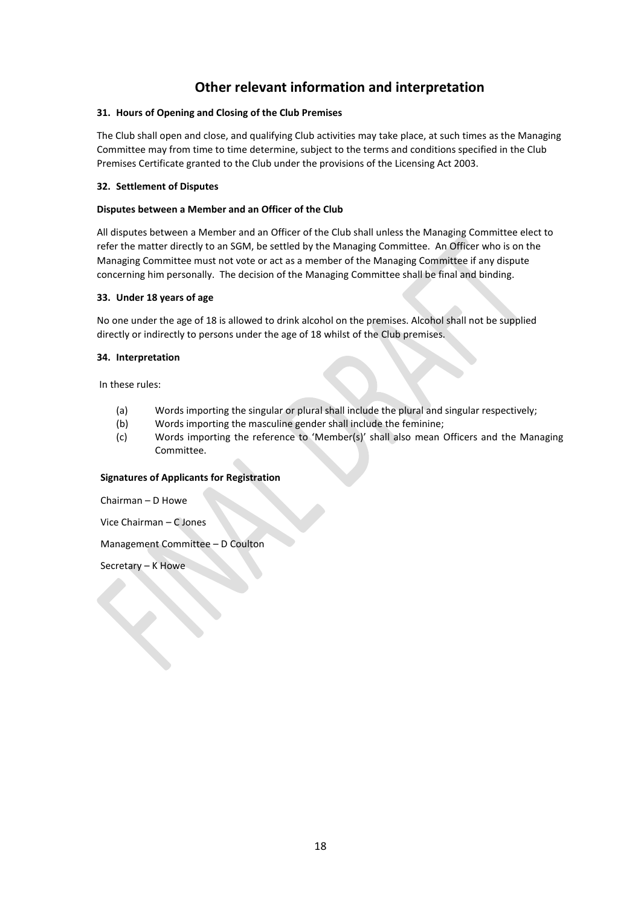# Other relevant information and interpretation

**31. Hours of Opening and Closing of the Club Premises**

The Club shall open and close, and qualifying Club activities may take place, at such times as the Managing Committee may from time to time determine, subject to the terms and conditions specified in the Club Premises Certificate granted to the Club under the provisions of the Licensing Act 2003.

**32. Settlement of Disputes**

**Disputes between a Member and an Officer of the Club**

All disputes between a Member and an Officer of the Club shall unless the Managing Committee elect to refer the matter directly to an SGM, be settled by the Managing Committee. An Officer who is on the Managing Committee must not vote or act as a member of the Managing Committee if any dispute concerning him personally. The decision of the Managing Committee shall be final and binding.

**33. Under 18 years of age**

No one under the age of 18 is allowed to drink alcohol on the premises. Alcohol shall not be supplied directly or indirectly to persons under the age of 18 whilst of the Club premises.

**34. Interpretation**

In these rules:

(a) Words importing the singular or plural shall include the plural and singular respectively;
(b) Words importing the masculine gender shall include the feminine;
(c) Words importing the reference to 'Member(s)' shall also mean Officers and the Managing Committee.

**Signatures of Applicants for Registration**

Chairman – D Howe

Vice Chairman – C Jones

Management Committee – D Coulton

Secretary – K Howe